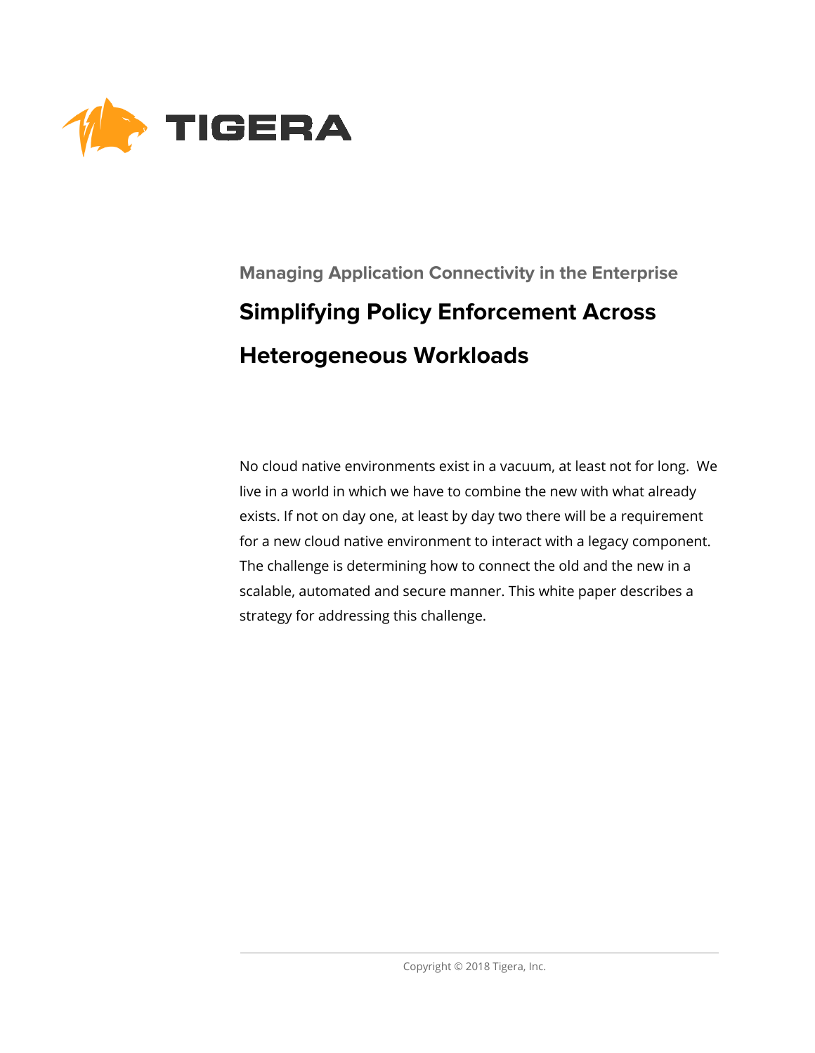TIGERA

Managing Application Connectivity in the Enterprise

# Simplifying Policy Enforcement Across Heterogeneous Workloads

No cloud native environments exist in a vacuum, at least not for long. We live in a world in which we have to combine the new with what already exists. If not on day one, at least by day two there will be a requirement for a new cloud native environment to interact with a legacy component. The challenge is determining how to connect the old and the new in a scalable, automated and secure manner. This white paper describes a strategy for addressing this challenge.

Copyright © 2018 Tigera, Inc.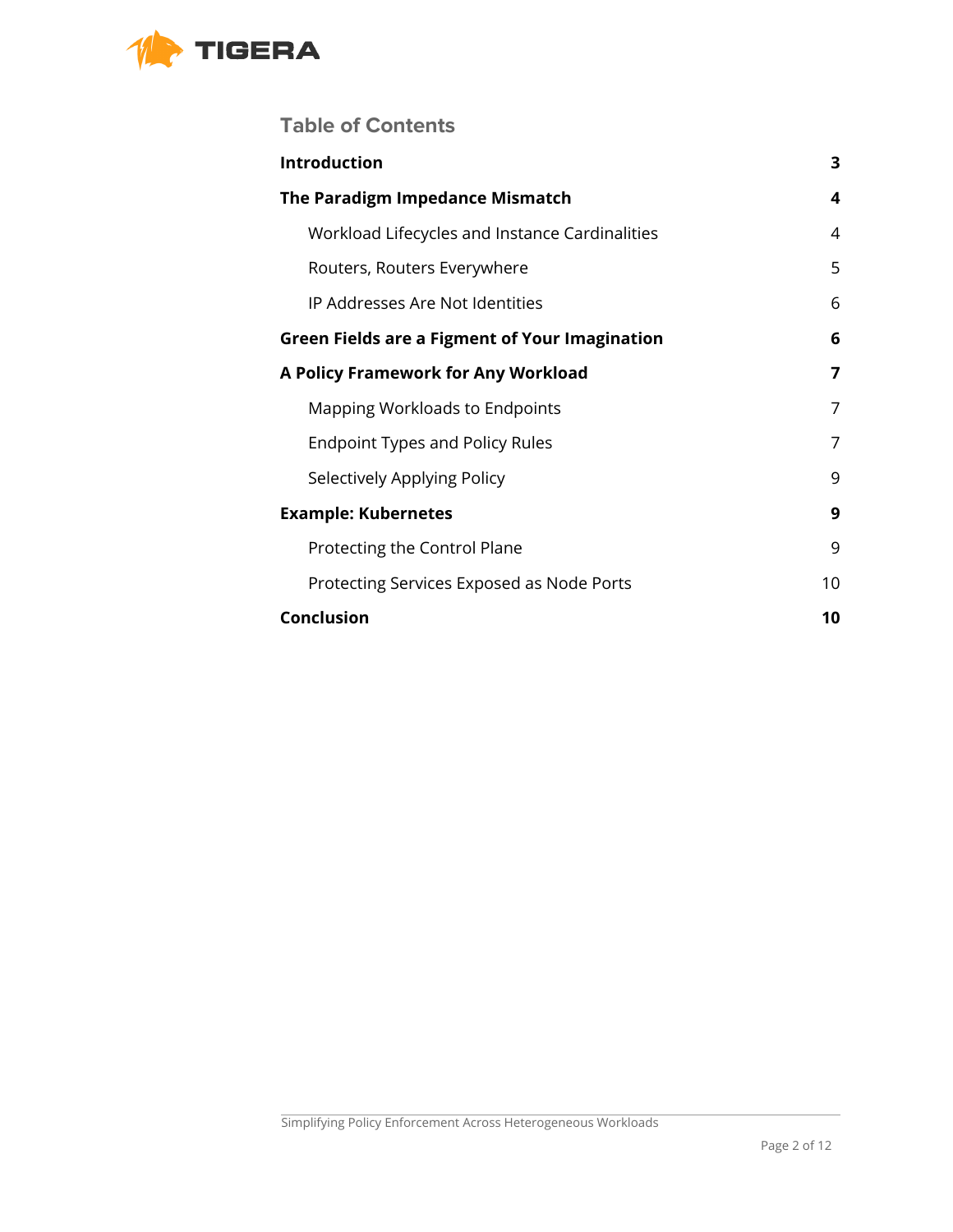## Table of Contents

| | |
|---|---|
| **Introduction** | **3** |
| **The Paradigm Impedance Mismatch** | **4** |
| Workload Lifecycles and Instance Cardinalities | 4 |
| Routers, Routers Everywhere | 5 |
| IP Addresses Are Not Identities | 6 |
| **Green Fields are a Figment of Your Imagination** | **6** |
| **A Policy Framework for Any Workload** | **7** |
| Mapping Workloads to Endpoints | 7 |
| Endpoint Types and Policy Rules | 7 |
| Selectively Applying Policy | 9 |
| **Example: Kubernetes** | **9** |
| Protecting the Control Plane | 9 |
| Protecting Services Exposed as Node Ports | 10 |
| **Conclusion** | **10** |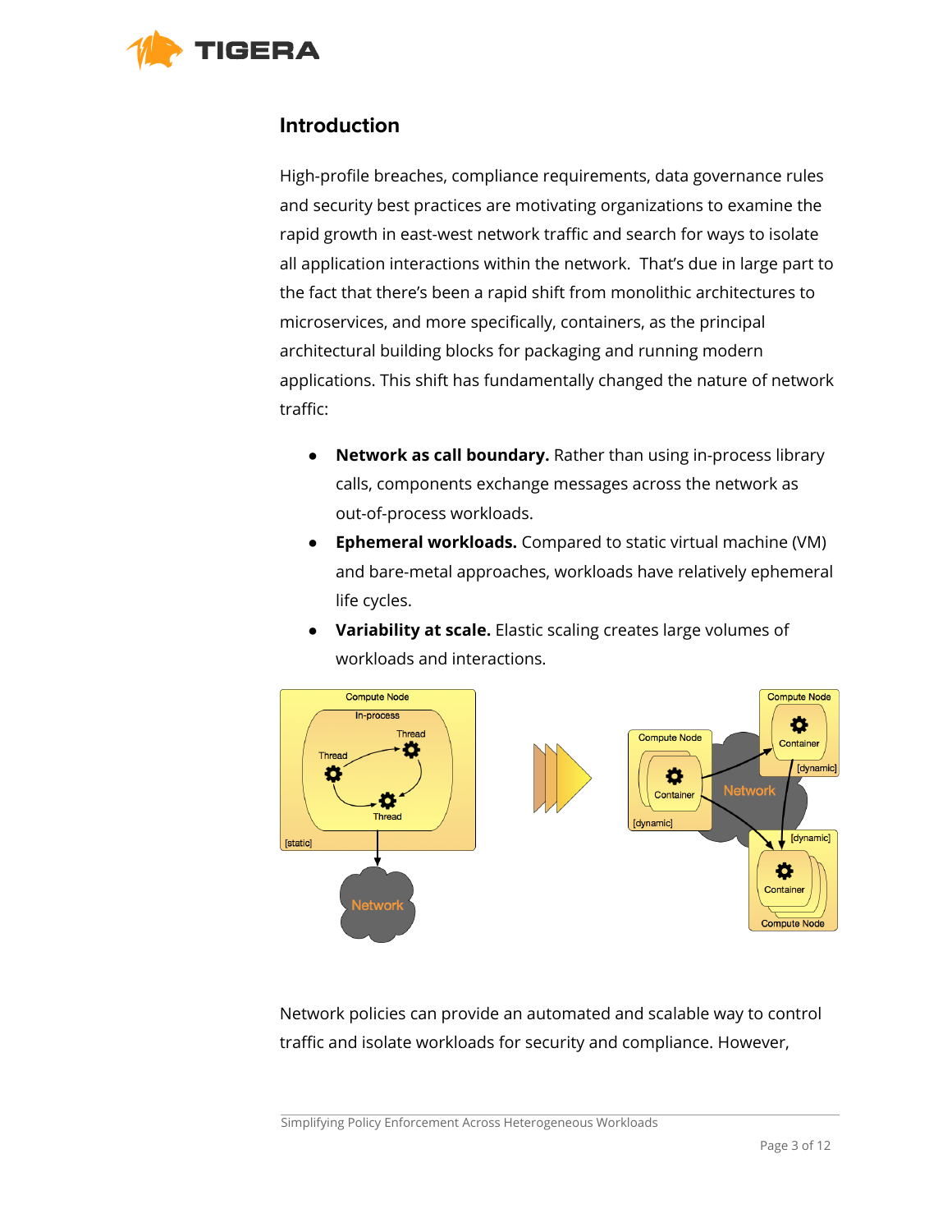## Introduction

High-profile breaches, compliance requirements, data governance rules and security best practices are motivating organizations to examine the rapid growth in east-west network traffic and search for ways to isolate all application interactions within the network. That's due in large part to the fact that there's been a rapid shift from monolithic architectures to microservices, and more specifically, containers, as the principal architectural building blocks for packaging and running modern applications. This shift has fundamentally changed the nature of network traffic:

- **Network as call boundary.** Rather than using in-process library calls, components exchange messages across the network as out-of-process workloads.
- **Ephemeral workloads.** Compared to static virtual machine (VM) and bare-metal approaches, workloads have relatively ephemeral life cycles.
- **Variability at scale.** Elastic scaling creates large volumes of workloads and interactions.

Network policies can provide an automated and scalable way to control traffic and isolate workloads for security and compliance. However,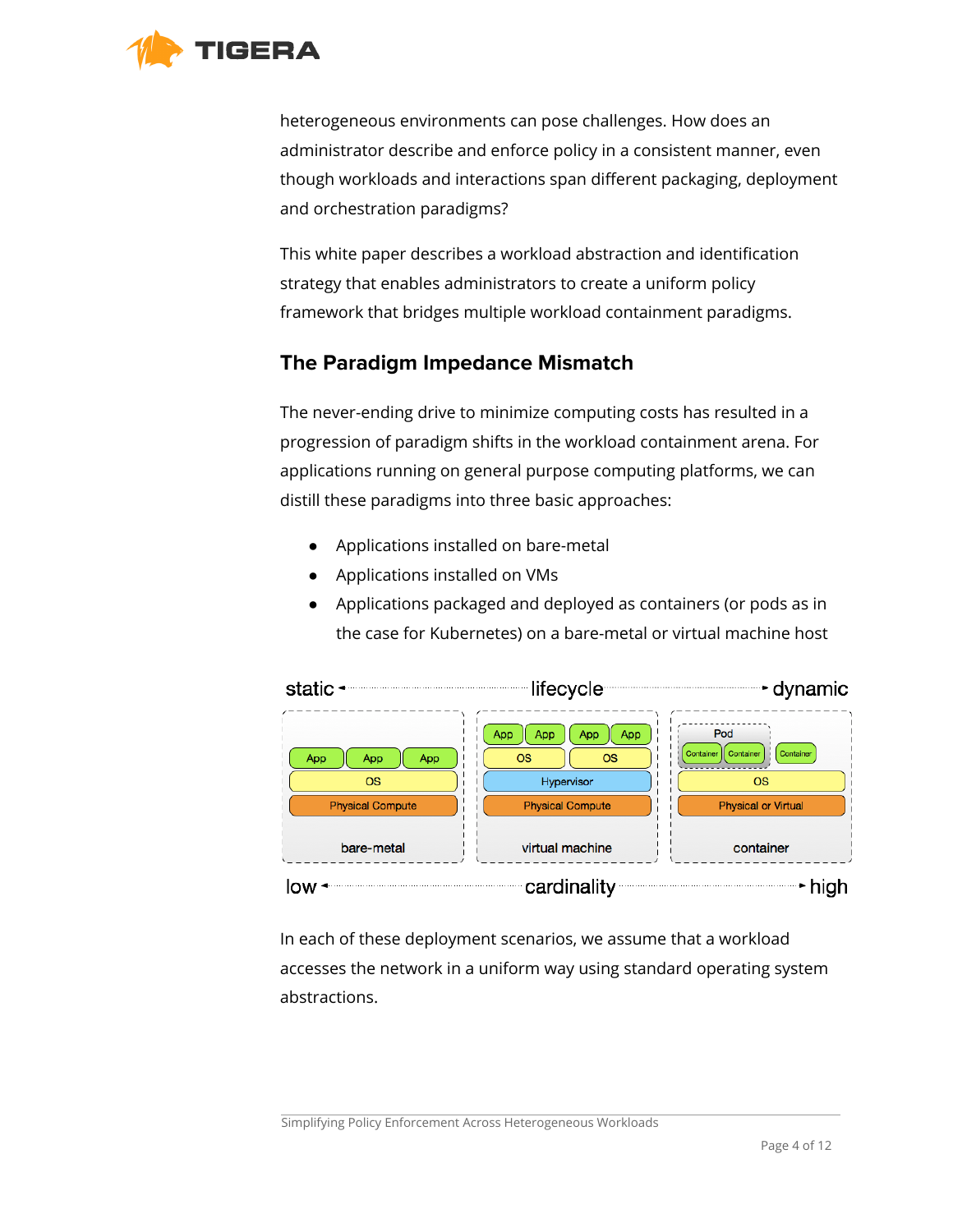heterogeneous environments can pose challenges. How does an administrator describe and enforce policy in a consistent manner, even though workloads and interactions span different packaging, deployment and orchestration paradigms?

This white paper describes a workload abstraction and identification strategy that enables administrators to create a uniform policy framework that bridges multiple workload containment paradigms.

## The Paradigm Impedance Mismatch

The never-ending drive to minimize computing costs has resulted in a progression of paradigm shifts in the workload containment arena. For applications running on general purpose computing platforms, we can distill these paradigms into three basic approaches:

- Applications installed on bare-metal
- Applications installed on VMs
- Applications packaged and deployed as containers (or pods as in the case for Kubernetes) on a bare-metal or virtual machine host

In each of these deployment scenarios, we assume that a workload accesses the network in a uniform way using standard operating system abstractions.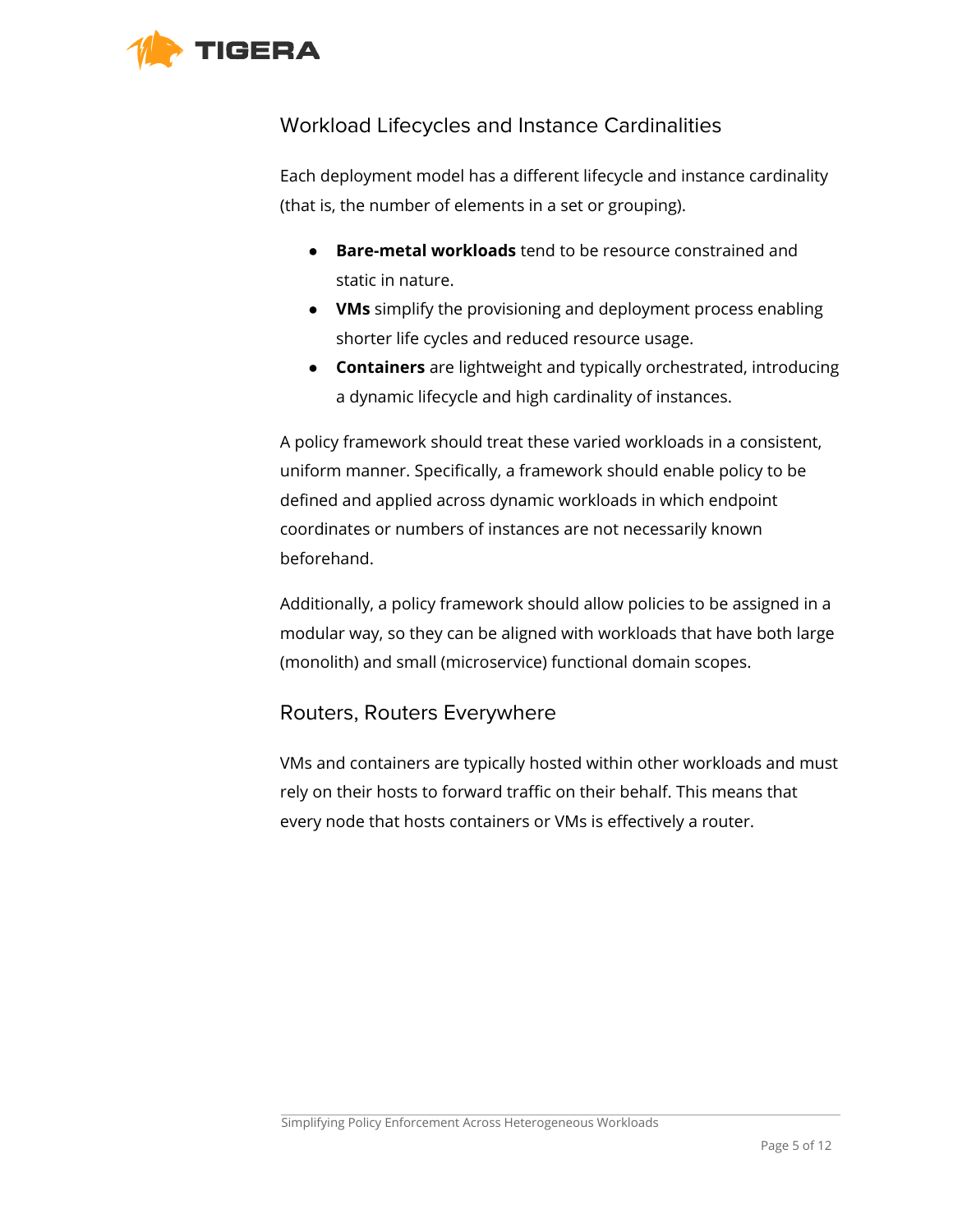## Workload Lifecycles and Instance Cardinalities

Each deployment model has a different lifecycle and instance cardinality (that is, the number of elements in a set or grouping).

- **Bare-metal workloads** tend to be resource constrained and static in nature.
- **VMs** simplify the provisioning and deployment process enabling shorter life cycles and reduced resource usage.
- **Containers** are lightweight and typically orchestrated, introducing a dynamic lifecycle and high cardinality of instances.

A policy framework should treat these varied workloads in a consistent, uniform manner. Specifically, a framework should enable policy to be defined and applied across dynamic workloads in which endpoint coordinates or numbers of instances are not necessarily known beforehand.

Additionally, a policy framework should allow policies to be assigned in a modular way, so they can be aligned with workloads that have both large (monolith) and small (microservice) functional domain scopes.

## Routers, Routers Everywhere

VMs and containers are typically hosted within other workloads and must rely on their hosts to forward traffic on their behalf. This means that every node that hosts containers or VMs is effectively a router.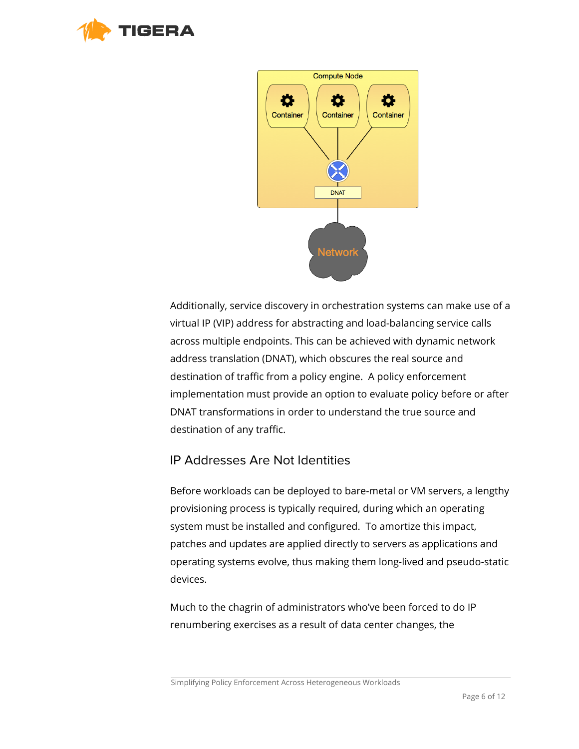Additionally, service discovery in orchestration systems can make use of a virtual IP (VIP) address for abstracting and load-balancing service calls across multiple endpoints. This can be achieved with dynamic network address translation (DNAT), which obscures the real source and destination of traffic from a policy engine.  A policy enforcement implementation must provide an option to evaluate policy before or after DNAT transformations in order to understand the true source and destination of any traffic.

## IP Addresses Are Not Identities

Before workloads can be deployed to bare-metal or VM servers, a lengthy provisioning process is typically required, during which an operating system must be installed and configured.  To amortize this impact, patches and updates are applied directly to servers as applications and operating systems evolve, thus making them long-lived and pseudo-static devices.

Much to the chagrin of administrators who've been forced to do IP renumbering exercises as a result of data center changes, the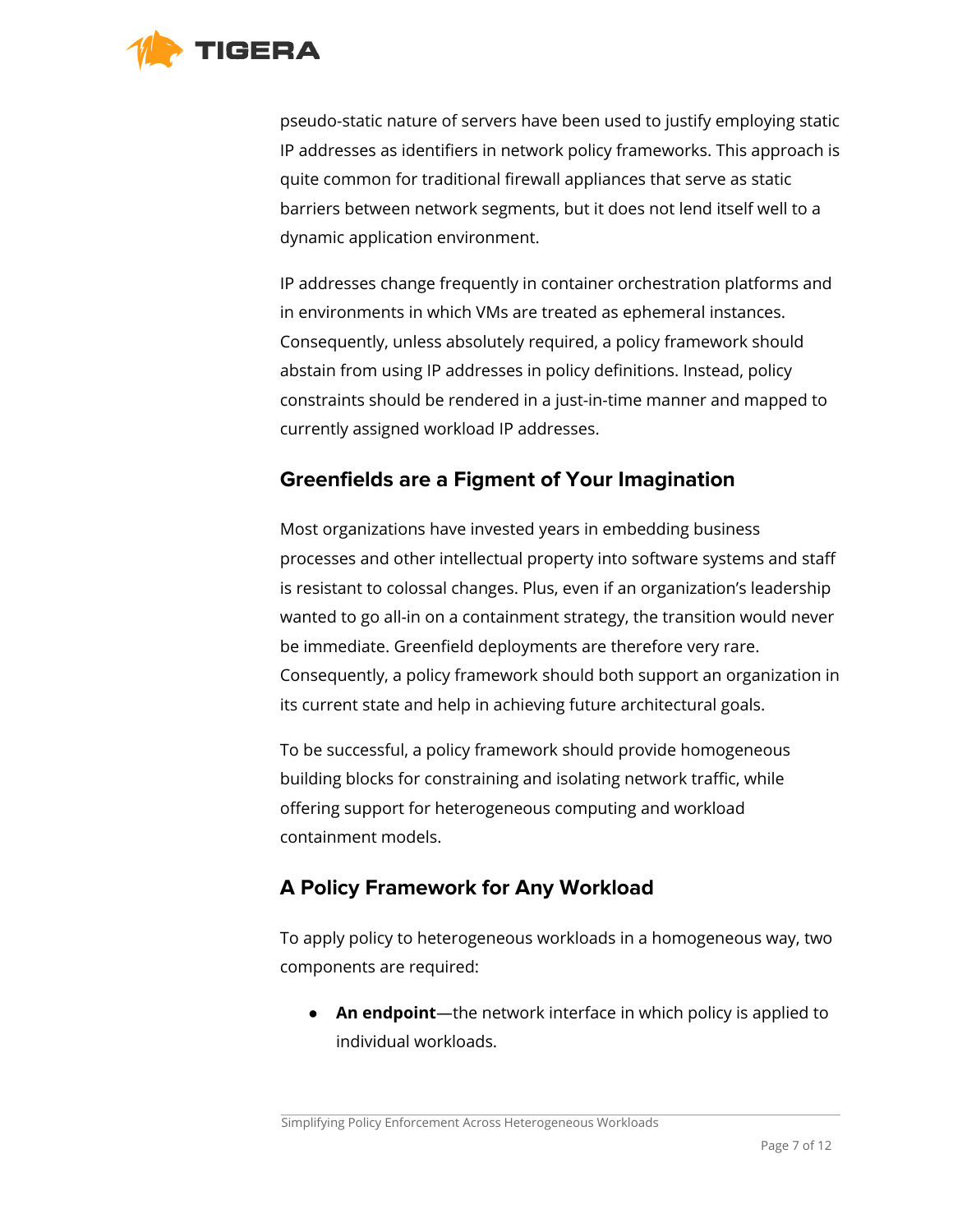pseudo-static nature of servers have been used to justify employing static IP addresses as identifiers in network policy frameworks. This approach is quite common for traditional firewall appliances that serve as static barriers between network segments, but it does not lend itself well to a dynamic application environment.

IP addresses change frequently in container orchestration platforms and in environments in which VMs are treated as ephemeral instances. Consequently, unless absolutely required, a policy framework should abstain from using IP addresses in policy definitions. Instead, policy constraints should be rendered in a just-in-time manner and mapped to currently assigned workload IP addresses.

### Greenfields are a Figment of Your Imagination

Most organizations have invested years in embedding business processes and other intellectual property into software systems and staff is resistant to colossal changes. Plus, even if an organization's leadership wanted to go all-in on a containment strategy, the transition would never be immediate. Greenfield deployments are therefore very rare. Consequently, a policy framework should both support an organization in its current state and help in achieving future architectural goals.

To be successful, a policy framework should provide homogeneous building blocks for constraining and isolating network traffic, while offering support for heterogeneous computing and workload containment models.

### A Policy Framework for Any Workload

To apply policy to heterogeneous workloads in a homogeneous way, two components are required:

- **An endpoint**—the network interface in which policy is applied to individual workloads.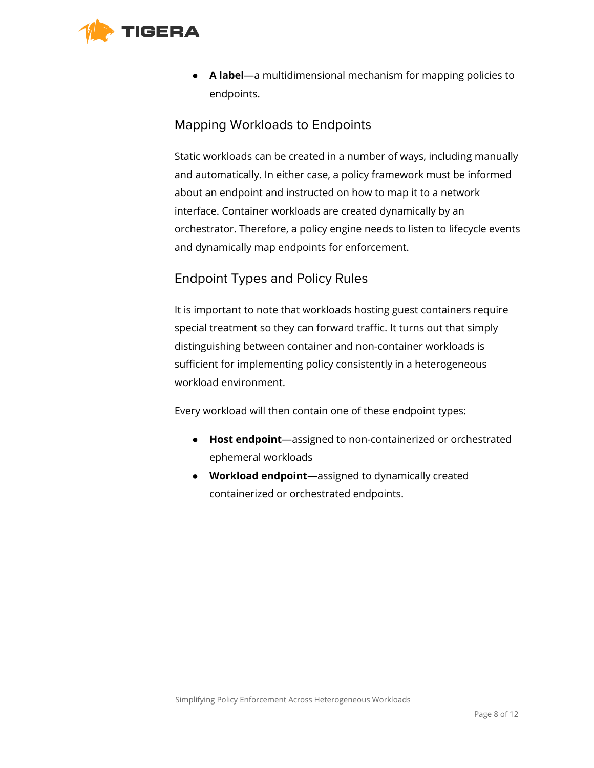- **A label**—a multidimensional mechanism for mapping policies to endpoints.

## Mapping Workloads to Endpoints

Static workloads can be created in a number of ways, including manually and automatically. In either case, a policy framework must be informed about an endpoint and instructed on how to map it to a network interface. Container workloads are created dynamically by an orchestrator. Therefore, a policy engine needs to listen to lifecycle events and dynamically map endpoints for enforcement.

## Endpoint Types and Policy Rules

It is important to note that workloads hosting guest containers require special treatment so they can forward traffic. It turns out that simply distinguishing between container and non-container workloads is sufficient for implementing policy consistently in a heterogeneous workload environment.

Every workload will then contain one of these endpoint types:

- **Host endpoint**—assigned to non-containerized or orchestrated ephemeral workloads
- **Workload endpoint**—assigned to dynamically created containerized or orchestrated endpoints.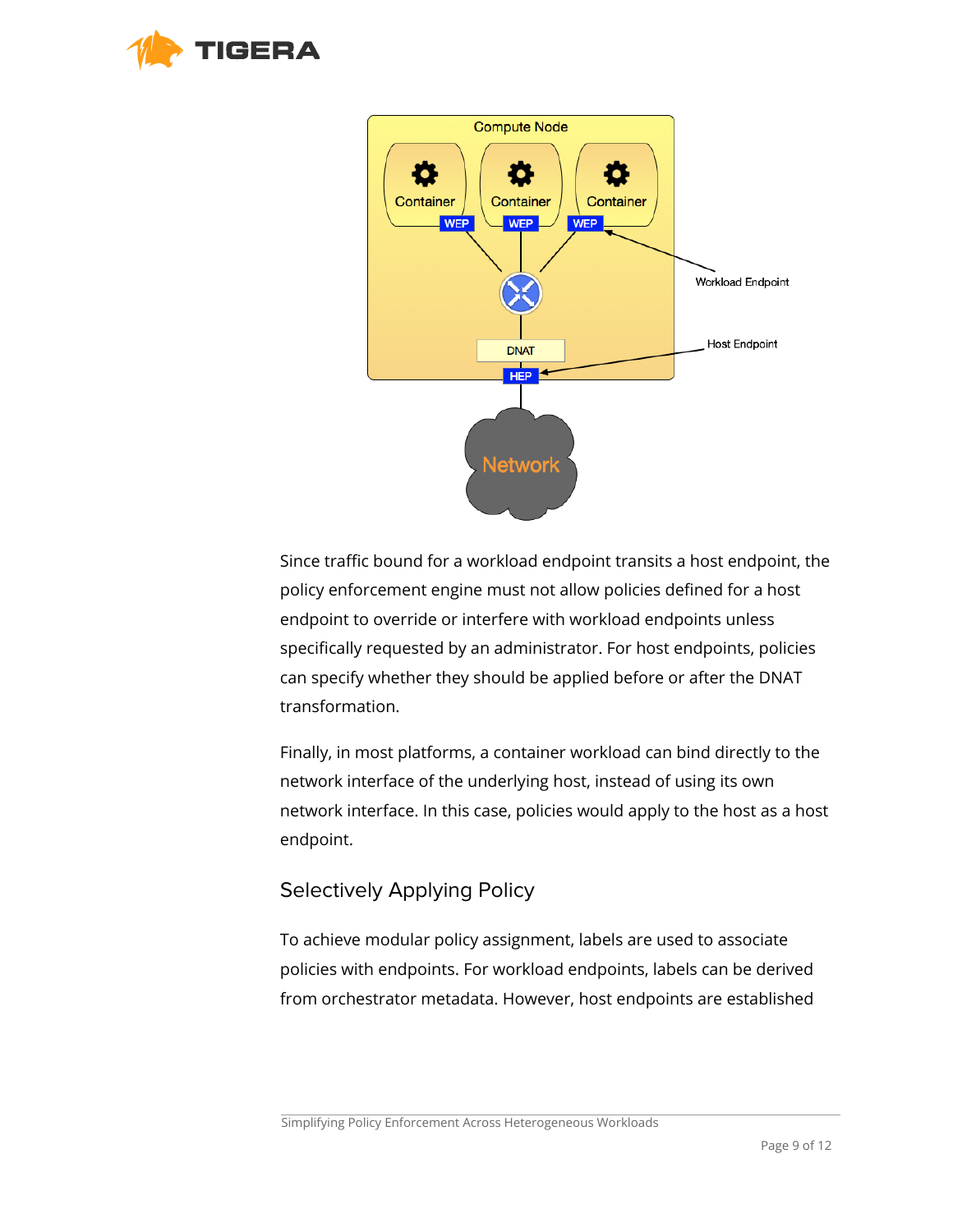Since traffic bound for a workload endpoint transits a host endpoint, the policy enforcement engine must not allow policies defined for a host endpoint to override or interfere with workload endpoints unless specifically requested by an administrator. For host endpoints, policies can specify whether they should be applied before or after the DNAT transformation.

Finally, in most platforms, a container workload can bind directly to the network interface of the underlying host, instead of using its own network interface. In this case, policies would apply to the host as a host endpoint.

## Selectively Applying Policy

To achieve modular policy assignment, labels are used to associate policies with endpoints. For workload endpoints, labels can be derived from orchestrator metadata. However, host endpoints are established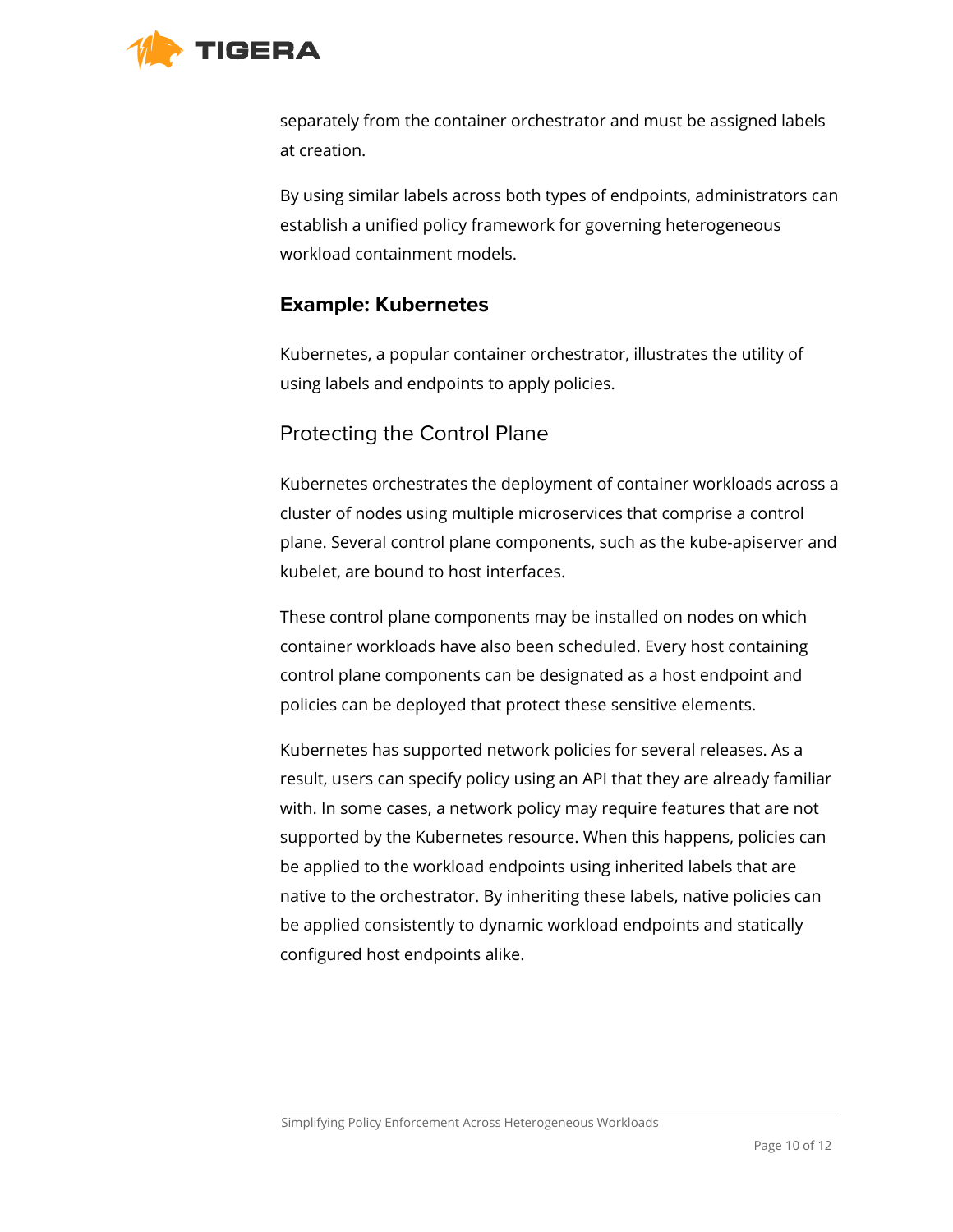separately from the container orchestrator and must be assigned labels at creation.

By using similar labels across both types of endpoints, administrators can establish a unified policy framework for governing heterogeneous workload containment models.

## Example: Kubernetes

Kubernetes, a popular container orchestrator, illustrates the utility of using labels and endpoints to apply policies.

### Protecting the Control Plane

Kubernetes orchestrates the deployment of container workloads across a cluster of nodes using multiple microservices that comprise a control plane. Several control plane components, such as the kube-apiserver and kubelet, are bound to host interfaces.

These control plane components may be installed on nodes on which container workloads have also been scheduled. Every host containing control plane components can be designated as a host endpoint and policies can be deployed that protect these sensitive elements.

Kubernetes has supported network policies for several releases. As a result, users can specify policy using an API that they are already familiar with. In some cases, a network policy may require features that are not supported by the Kubernetes resource. When this happens, policies can be applied to the workload endpoints using inherited labels that are native to the orchestrator. By inheriting these labels, native policies can be applied consistently to dynamic workload endpoints and statically configured host endpoints alike.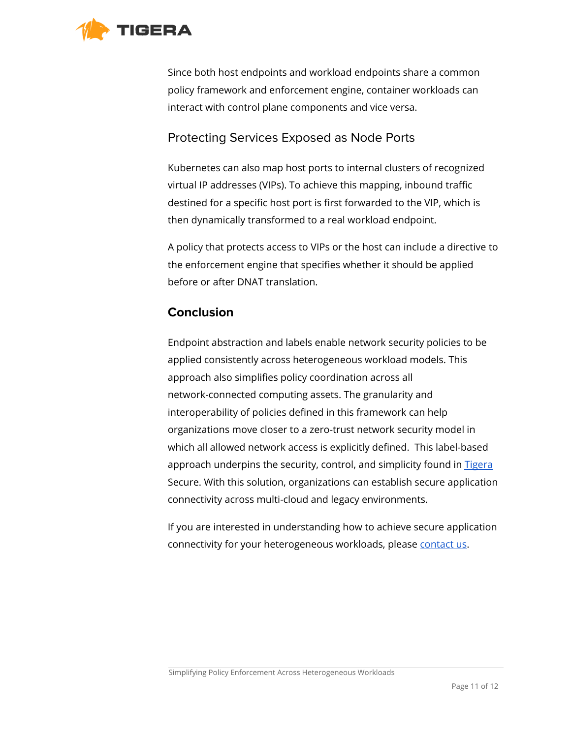Since both host endpoints and workload endpoints share a common policy framework and enforcement engine, container workloads can interact with control plane components and vice versa.

### Protecting Services Exposed as Node Ports

Kubernetes can also map host ports to internal clusters of recognized virtual IP addresses (VIPs). To achieve this mapping, inbound traffic destined for a specific host port is first forwarded to the VIP, which is then dynamically transformed to a real workload endpoint.

A policy that protects access to VIPs or the host can include a directive to the enforcement engine that specifies whether it should be applied before or after DNAT translation.

## Conclusion

Endpoint abstraction and labels enable network security policies to be applied consistently across heterogeneous workload models. This approach also simplifies policy coordination across all network-connected computing assets. The granularity and interoperability of policies defined in this framework can help organizations move closer to a zero-trust network security model in which all allowed network access is explicitly defined. This label-based approach underpins the security, control, and simplicity found in Tigera Secure. With this solution, organizations can establish secure application connectivity across multi-cloud and legacy environments.

If you are interested in understanding how to achieve secure application connectivity for your heterogeneous workloads, please contact us.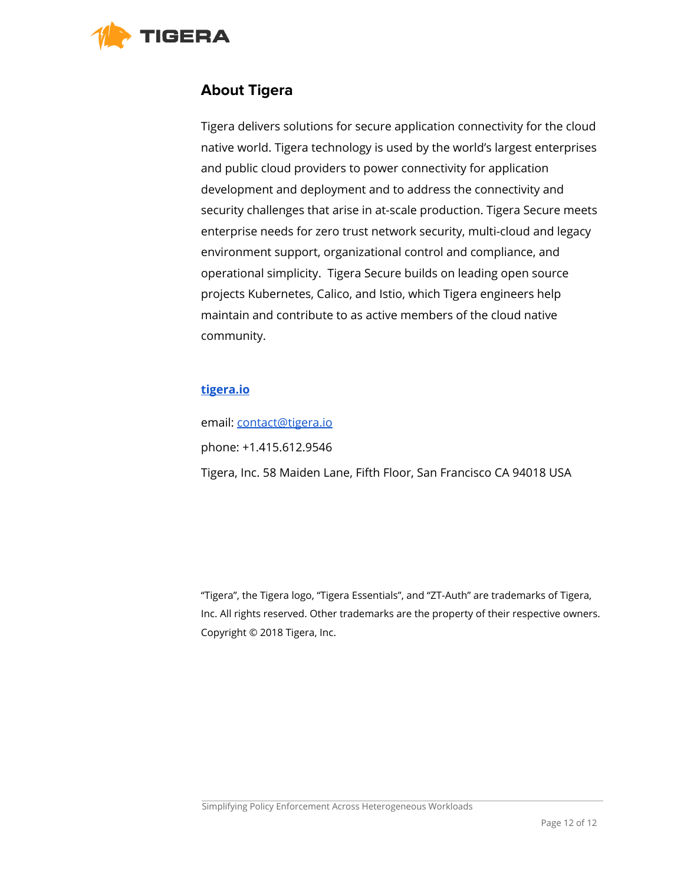## About Tigera

Tigera delivers solutions for secure application connectivity for the cloud native world. Tigera technology is used by the world's largest enterprises and public cloud providers to power connectivity for application development and deployment and to address the connectivity and security challenges that arise in at-scale production. Tigera Secure meets enterprise needs for zero trust network security, multi-cloud and legacy environment support, organizational control and compliance, and operational simplicity. Tigera Secure builds on leading open source projects Kubernetes, Calico, and Istio, which Tigera engineers help maintain and contribute to as active members of the cloud native community.

**[tigera.io](https://tigera.io)**

email: [contact@tigera.io](mailto:contact@tigera.io)

phone: +1.415.612.9546

Tigera, Inc. 58 Maiden Lane, Fifth Floor, San Francisco CA 94018 USA

"Tigera", the Tigera logo, "Tigera Essentials", and "ZT-Auth" are trademarks of Tigera, Inc. All rights reserved. Other trademarks are the property of their respective owners. Copyright © 2018 Tigera, Inc.